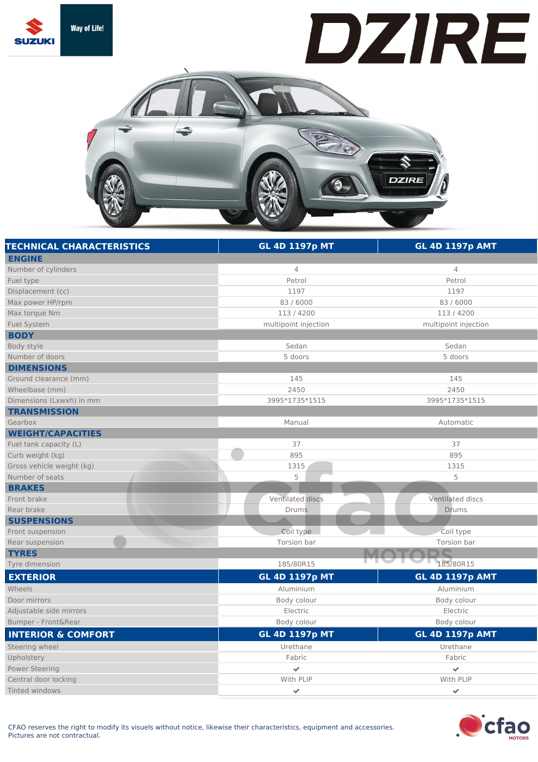# DZIRE

SUZUKI — Way of Life!

| TECHNICAL CHARACTERISTICS | GL 4D 1197p MT | GL 4D 1197p AMT |
| --- | --- | --- |
| **ENGINE** | | |
| Number of cylinders | 4 | 4 |
| Fuel type | Petrol | Petrol |
| Displacement (cc) | 1197 | 1197 |
| Max power HP/rpm | 83 / 6000 | 83 / 6000 |
| Max torque Nm | 113 / 4200 | 113 / 4200 |
| Fuel System | multipoint injection | multipoint injection |
| **BODY** | | |
| Body style | Sedan | Sedan |
| Number of doors | 5 doors | 5 doors |
| **DIMENSIONS** | | |
| Ground clearance (mm) | 145 | 145 |
| Wheelbase (mm) | 2450 | 2450 |
| Dimensions (Lxwxh) in mm | 3995*1735*1515 | 3995*1735*1515 |
| **TRANSMISSION** | | |
| Gearbox | Manual | Automatic |
| **WEIGHT/CAPACITIES** | | |
| Fuel tank capacity (L) | 37 | 37 |
| Curb weight (kg) | 895 | 895 |
| Gross vehicle weight (kg) | 1315 | 1315 |
| Number of seats | 5 | 5 |
| **BRAKES** | | |
| Front brake | Ventilated discs | Ventilated discs |
| Rear brake | Drums | Drums |
| **SUSPENSIONS** | | |
| Front suspension | Coil type | Coil type |
| Rear suspension | Torsion bar | Torsion bar |
| **TYRES** | | |
| Tyre dimension | 185/80R15 | 185/80R15 |

| EXTERIOR | GL 4D 1197p MT | GL 4D 1197p AMT |
| --- | --- | --- |
| Wheels | Aluminium | Aluminium |
| Door mirrors | Body colour | Body colour |
| Adjustable side mirrors | Electric | Electric |
| Bumper - Front&Rear | Body colour | Body colour |

| INTERIOR & COMFORT | GL 4D 1197p MT | GL 4D 1197p AMT |
| --- | --- | --- |
| Steering wheel | Urethane | Urethane |
| Upholstery | Fabric | Fabric |
| Power Steering | ✔ | ✔ |
| Central door locking | With PLIP | With PLIP |
| Tinted windows | ✔ | ✔ |

CFAO reserves the right to modify its visuals without notice, likewise their characteristics, equipment and accessories.
Pictures are not contractual.

cfao MOTORS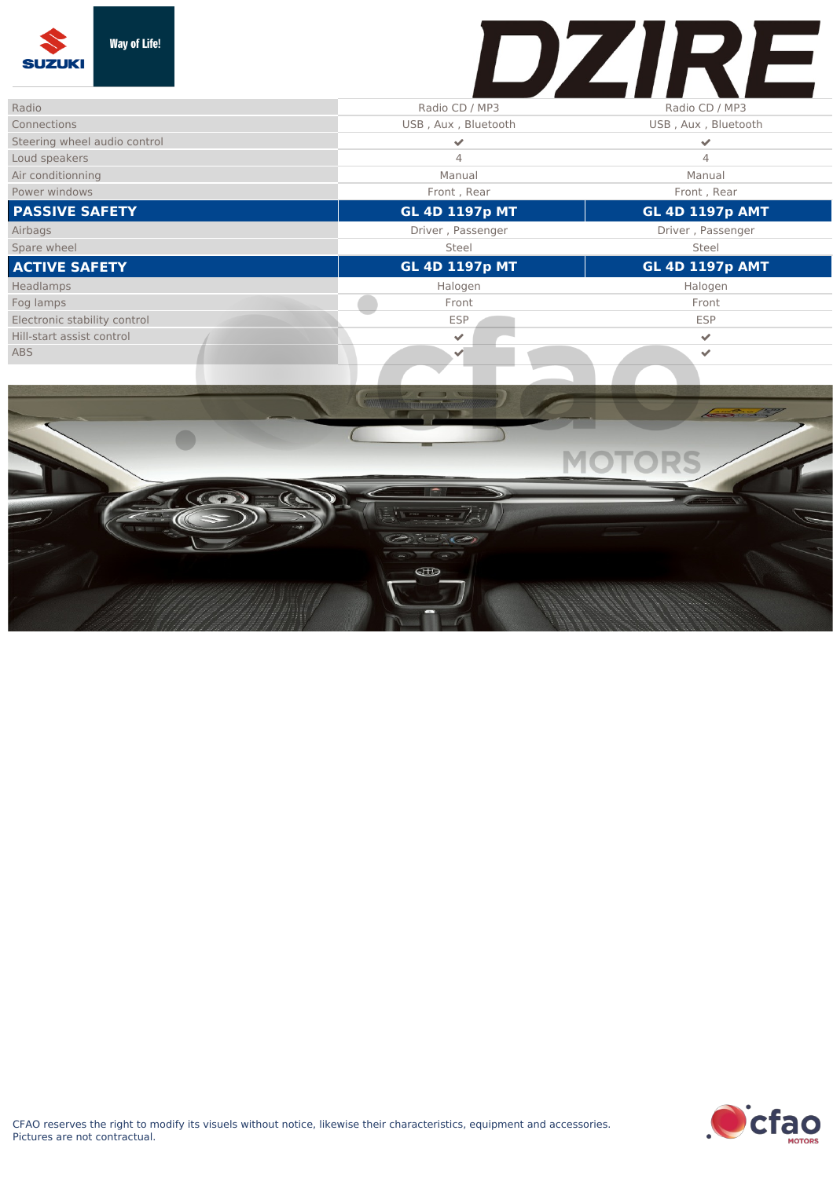| | GL 4D 1197p MT | GL 4D 1197p AMT |
|---|---|---|
| Radio | Radio CD / MP3 | Radio CD / MP3 |
| Connections | USB , Aux , Bluetooth | USB , Aux , Bluetooth |
| Steering wheel audio control | ✔ | ✔ |
| Loud speakers | 4 | 4 |
| Air conditionning | Manual | Manual |
| Power windows | Front , Rear | Front , Rear |
| **PASSIVE SAFETY** | **GL 4D 1197p MT** | **GL 4D 1197p AMT** |
| Airbags | Driver , Passenger | Driver , Passenger |
| Spare wheel | Steel | Steel |
| **ACTIVE SAFETY** | **GL 4D 1197p MT** | **GL 4D 1197p AMT** |
| Headlamps | Halogen | Halogen |
| Fog lamps | Front | Front |
| Electronic stability control | ESP | ESP |
| Hill-start assist control | ✔ | ✔ |
| ABS | ✔ | ✔ |

CFAO reserves the right to modify its visuals without notice, likewise their characteristics, equipment and accessories.
Pictures are not contractual.